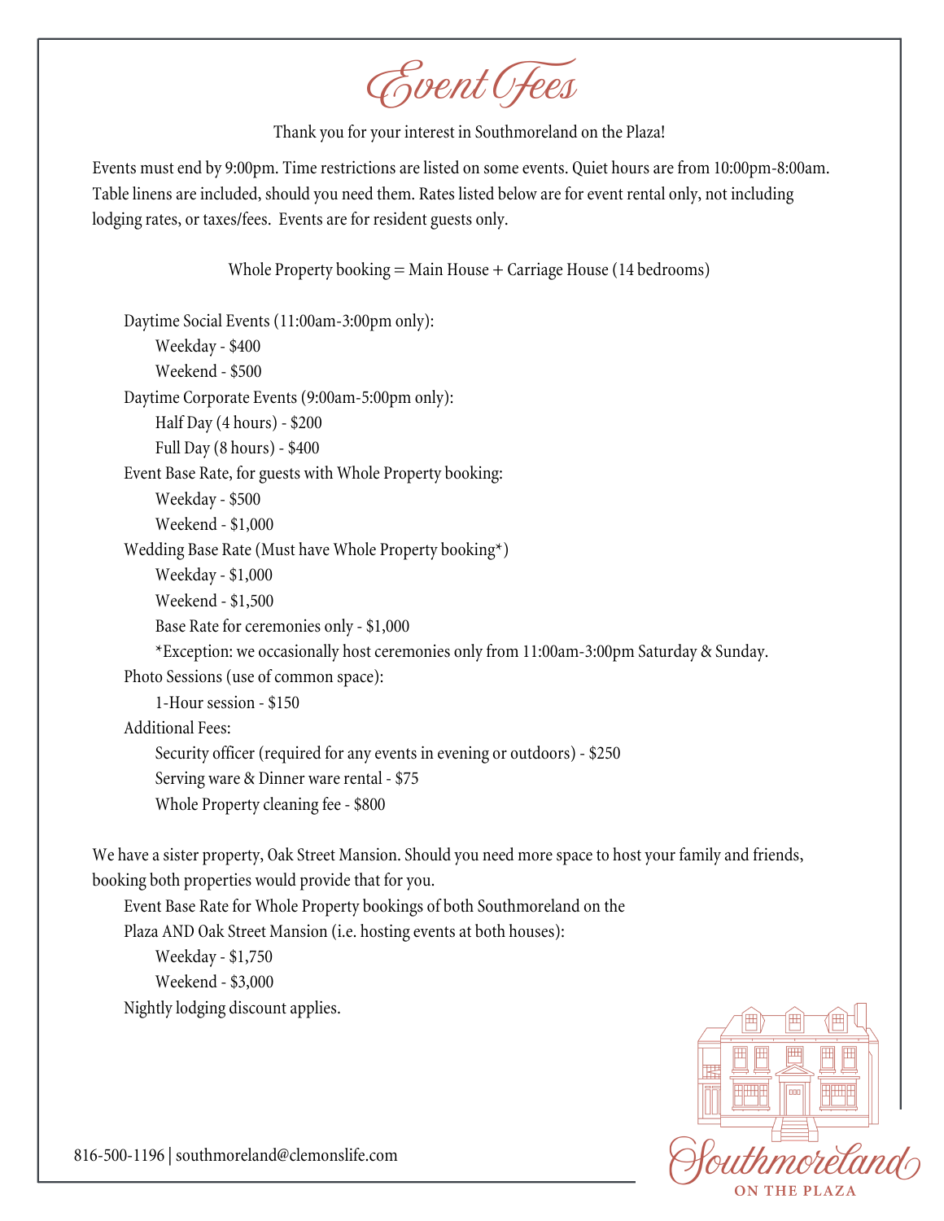# Event Fees

Thank you for your interest in Southmoreland on the Plaza!

Events must end by 9:00pm. Time restrictions are listed on some events. Quiet hours are from 10:00pm-8:00am. Table linens are included, should you need them. Rates listed below are for event rental only, not including lodging rates, or taxes/fees. Events are for resident guests only.

Whole Property booking = Main House + Carriage House (14 bedrooms)

- Daytime Social Events (11:00am-3:00pm only):
  - Weekday - $400
  - Weekend - $500
- Daytime Corporate Events (9:00am-5:00pm only):
  - Half Day (4 hours) - $200
  - Full Day (8 hours) - $400
- Event Base Rate, for guests with Whole Property booking:
  - Weekday - $500
  - Weekend - $1,000
- Wedding Base Rate (Must have Whole Property booking*)
  - Weekday - $1,000
  - Weekend - $1,500
  - Base Rate for ceremonies only - $1,000
  - *Exception: we occasionally host ceremonies only from 11:00am-3:00pm Saturday & Sunday.
- Photo Sessions (use of common space):
  - 1-Hour session - $150
- Additional Fees:
  - Security officer (required for any events in evening or outdoors) - $250
  - Serving ware & Dinner ware rental - $75
  - Whole Property cleaning fee - $800

We have a sister property, Oak Street Mansion. Should you need more space to host your family and friends, booking both properties would provide that for you.

- Event Base Rate for Whole Property bookings of both Southmoreland on the Plaza AND Oak Street Mansion (i.e. hosting events at both houses):
  - Weekday - $1,750
  - Weekend - $3,000
- Nightly lodging discount applies.

816-500-1196 | southmoreland@clemonslife.com

Southmoreland ON THE PLAZA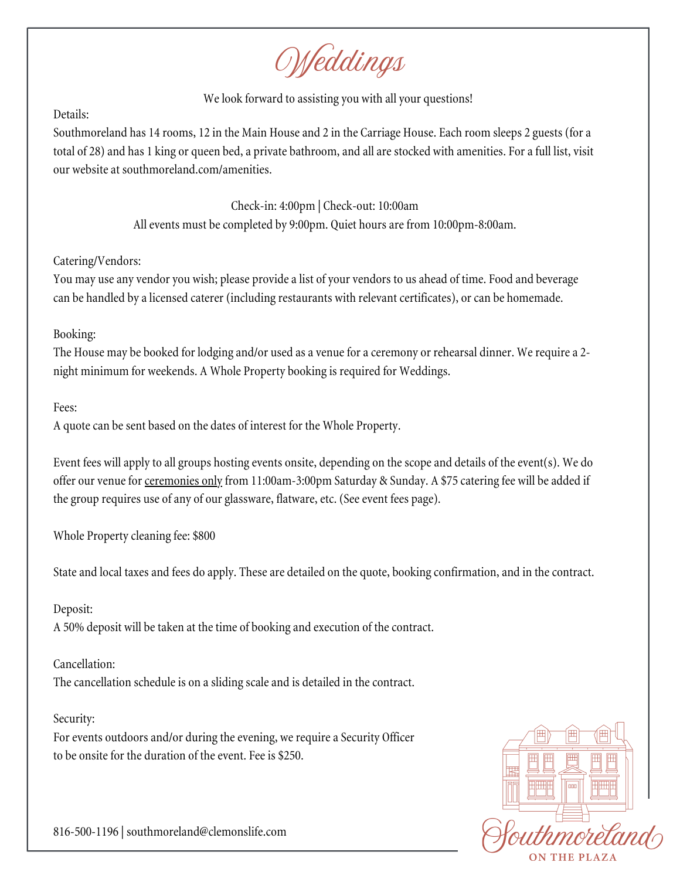# Weddings

We look forward to assisting you with all your questions!

Details:
Southmoreland has 14 rooms, 12 in the Main House and 2 in the Carriage House. Each room sleeps 2 guests (for a total of 28) and has 1 king or queen bed, a private bathroom, and all are stocked with amenities. For a full list, visit our website at southmoreland.com/amenities.

Check-in: 4:00pm | Check-out: 10:00am
All events must be completed by 9:00pm. Quiet hours are from 10:00pm-8:00am.

Catering/Vendors:
You may use any vendor you wish; please provide a list of your vendors to us ahead of time. Food and beverage can be handled by a licensed caterer (including restaurants with relevant certificates), or can be homemade.

Booking:
The House may be booked for lodging and/or used as a venue for a ceremony or rehearsal dinner. We require a 2-night minimum for weekends. A Whole Property booking is required for Weddings.

Fees:
A quote can be sent based on the dates of interest for the Whole Property.

Event fees will apply to all groups hosting events onsite, depending on the scope and details of the event(s). We do offer our venue for ceremonies only from 11:00am-3:00pm Saturday & Sunday. A $75 catering fee will be added if the group requires use of any of our glassware, flatware, etc. (See event fees page).

Whole Property cleaning fee: $800

State and local taxes and fees do apply. These are detailed on the quote, booking confirmation, and in the contract.

Deposit:
A 50% deposit will be taken at the time of booking and execution of the contract.

Cancellation:
The cancellation schedule is on a sliding scale and is detailed in the contract.

Security:
For events outdoors and/or during the evening, we require a Security Officer to be onsite for the duration of the event. Fee is $250.

816-500-1196 | southmoreland@clemonslife.com

Southmoreland
ON THE PLAZA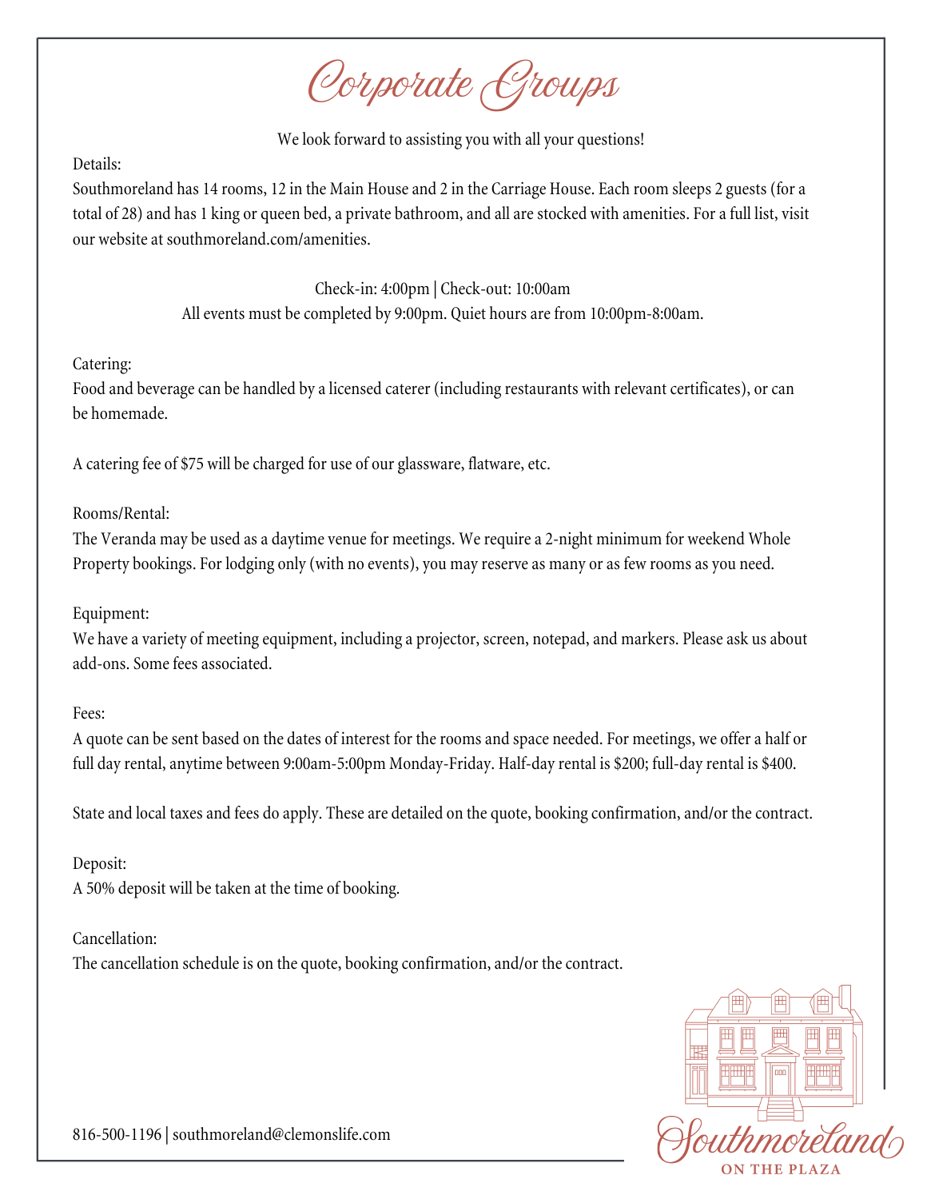# Corporate Groups

We look forward to assisting you with all your questions!

Details:
Southmoreland has 14 rooms, 12 in the Main House and 2 in the Carriage House. Each room sleeps 2 guests (for a total of 28) and has 1 king or queen bed, a private bathroom, and all are stocked with amenities. For a full list, visit our website at southmoreland.com/amenities.

Check-in: 4:00pm | Check-out: 10:00am
All events must be completed by 9:00pm. Quiet hours are from 10:00pm-8:00am.

Catering:
Food and beverage can be handled by a licensed caterer (including restaurants with relevant certificates), or can be homemade.

A catering fee of $75 will be charged for use of our glassware, flatware, etc.

Rooms/Rental:
The Veranda may be used as a daytime venue for meetings. We require a 2-night minimum for weekend Whole Property bookings. For lodging only (with no events), you may reserve as many or as few rooms as you need.

Equipment:
We have a variety of meeting equipment, including a projector, screen, notepad, and markers. Please ask us about add-ons. Some fees associated.

Fees:
A quote can be sent based on the dates of interest for the rooms and space needed. For meetings, we offer a half or full day rental, anytime between 9:00am-5:00pm Monday-Friday. Half-day rental is $200; full-day rental is $400.

State and local taxes and fees do apply. These are detailed on the quote, booking confirmation, and/or the contract.

Deposit:
A 50% deposit will be taken at the time of booking.

Cancellation:
The cancellation schedule is on the quote, booking confirmation, and/or the contract.

816-500-1196 | southmoreland@clemonslife.com

Southmoreland
ON THE PLAZA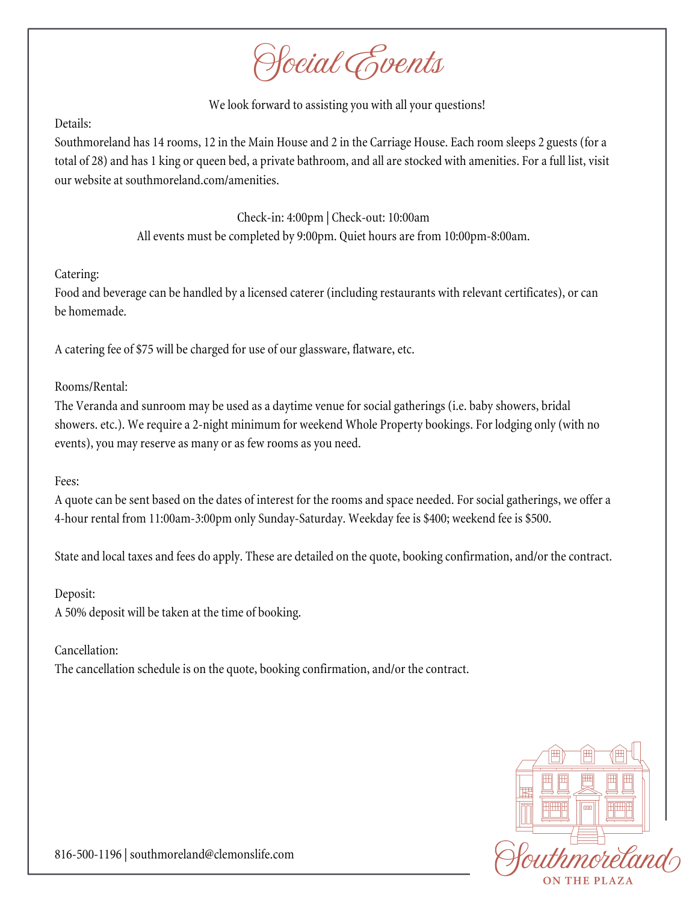# Social Events

We look forward to assisting you with all your questions!

Details:
Southmoreland has 14 rooms, 12 in the Main House and 2 in the Carriage House. Each room sleeps 2 guests (for a total of 28) and has 1 king or queen bed, a private bathroom, and all are stocked with amenities. For a full list, visit our website at southmoreland.com/amenities.

Check-in: 4:00pm | Check-out: 10:00am
All events must be completed by 9:00pm. Quiet hours are from 10:00pm-8:00am.

Catering:
Food and beverage can be handled by a licensed caterer (including restaurants with relevant certificates), or can be homemade.

A catering fee of $75 will be charged for use of our glassware, flatware, etc.

Rooms/Rental:
The Veranda and sunroom may be used as a daytime venue for social gatherings (i.e. baby showers, bridal showers. etc.). We require a 2-night minimum for weekend Whole Property bookings. For lodging only (with no events), you may reserve as many or as few rooms as you need.

Fees:
A quote can be sent based on the dates of interest for the rooms and space needed. For social gatherings, we offer a 4-hour rental from 11:00am-3:00pm only Sunday-Saturday. Weekday fee is $400; weekend fee is $500.

State and local taxes and fees do apply. These are detailed on the quote, booking confirmation, and/or the contract.

Deposit:
A 50% deposit will be taken at the time of booking.

Cancellation:
The cancellation schedule is on the quote, booking confirmation, and/or the contract.

816-500-1196 | southmoreland@clemonslife.com

Southmoreland ON THE PLAZA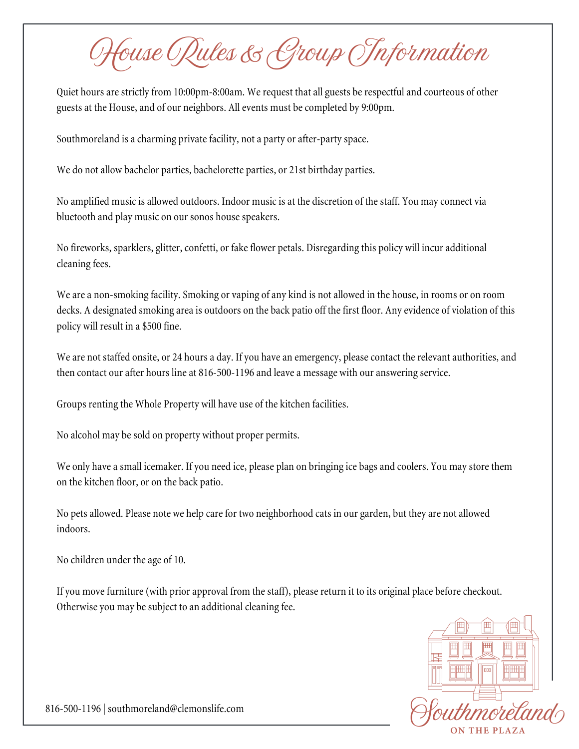# House Rules & Group Information

Quiet hours are strictly from 10:00pm-8:00am. We request that all guests be respectful and courteous of other guests at the House, and of our neighbors. All events must be completed by 9:00pm.

Southmoreland is a charming private facility, not a party or after-party space.

We do not allow bachelor parties, bachelorette parties, or 21st birthday parties.

No amplified music is allowed outdoors. Indoor music is at the discretion of the staff. You may connect via bluetooth and play music on our sonos house speakers.

No fireworks, sparklers, glitter, confetti, or fake flower petals. Disregarding this policy will incur additional cleaning fees.

We are a non-smoking facility. Smoking or vaping of any kind is not allowed in the house, in rooms or on room decks. A designated smoking area is outdoors on the back patio off the first floor. Any evidence of violation of this policy will result in a $500 fine.

We are not staffed onsite, or 24 hours a day. If you have an emergency, please contact the relevant authorities, and then contact our after hours line at 816-500-1196 and leave a message with our answering service.

Groups renting the Whole Property will have use of the kitchen facilities.

No alcohol may be sold on property without proper permits.

We only have a small icemaker. If you need ice, please plan on bringing ice bags and coolers. You may store them on the kitchen floor, or on the back patio.

No pets allowed. Please note we help care for two neighborhood cats in our garden, but they are not allowed indoors.

No children under the age of 10.

If you move furniture (with prior approval from the staff), please return it to its original place before checkout. Otherwise you may be subject to an additional cleaning fee.

816-500-1196 | southmoreland@clemonslife.com

Southmoreland
ON THE PLAZA